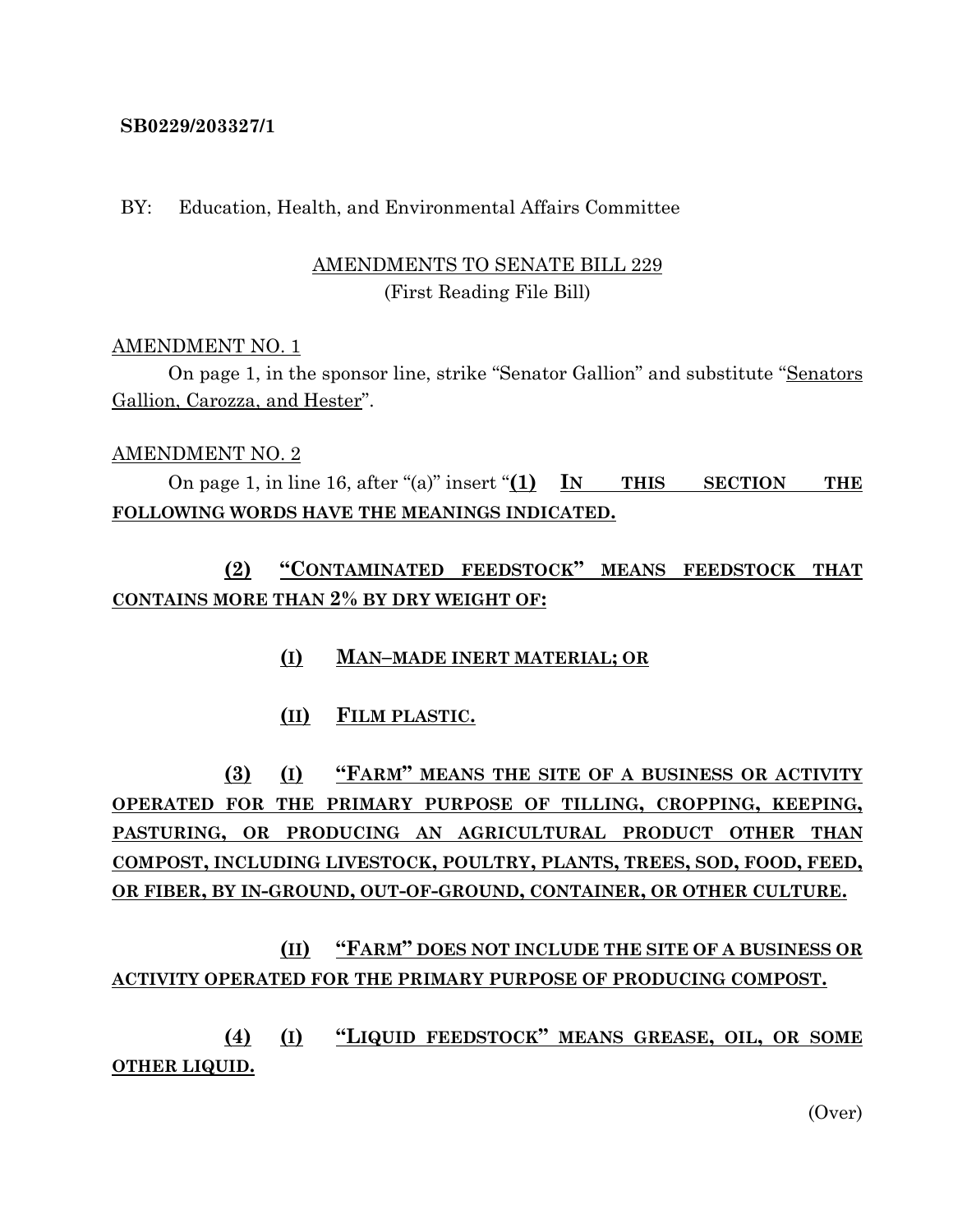**SB0229/203327/1**

BY: Education, Health, and Environmental Affairs Committee

AMENDMENTS TO SENATE BILL 229
(First Reading File Bill)

AMENDMENT NO. 1

On page 1, in the sponsor line, strike "Senator Gallion" and substitute "Senators Gallion, Carozza, and Hester".

AMENDMENT NO. 2

On page 1, in line 16, after "(a)" insert "**(1) IN THIS SECTION THE FOLLOWING WORDS HAVE THE MEANINGS INDICATED.**

**(2) "CONTAMINATED FEEDSTOCK" MEANS FEEDSTOCK THAT CONTAINS MORE THAN 2% BY DRY WEIGHT OF:**

**(I) MAN–MADE INERT MATERIAL; OR**

**(II) FILM PLASTIC.**

**(3) (I) "FARM" MEANS THE SITE OF A BUSINESS OR ACTIVITY OPERATED FOR THE PRIMARY PURPOSE OF TILLING, CROPPING, KEEPING, PASTURING, OR PRODUCING AN AGRICULTURAL PRODUCT OTHER THAN COMPOST, INCLUDING LIVESTOCK, POULTRY, PLANTS, TREES, SOD, FOOD, FEED, OR FIBER, BY IN-GROUND, OUT-OF-GROUND, CONTAINER, OR OTHER CULTURE.**

**(II) "FARM" DOES NOT INCLUDE THE SITE OF A BUSINESS OR ACTIVITY OPERATED FOR THE PRIMARY PURPOSE OF PRODUCING COMPOST.**

**(4) (I) "LIQUID FEEDSTOCK" MEANS GREASE, OIL, OR SOME OTHER LIQUID.**

(Over)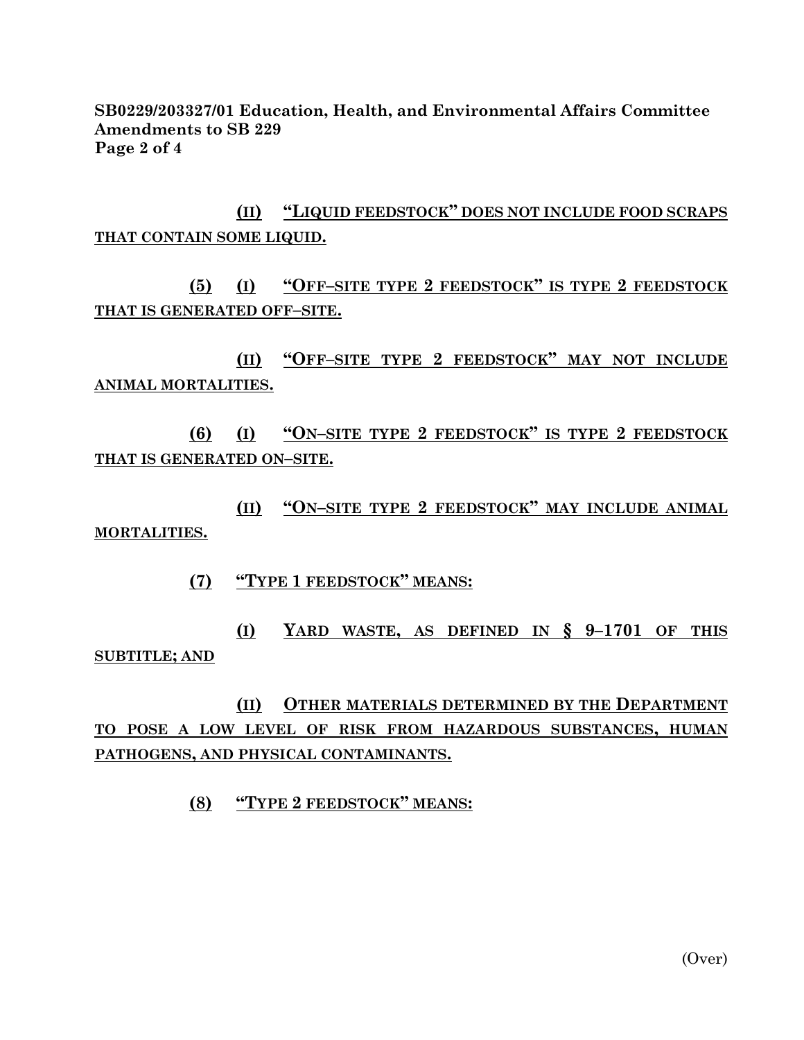(II) "LIQUID FEEDSTOCK" DOES NOT INCLUDE FOOD SCRAPS THAT CONTAIN SOME LIQUID.

(5) (I) "OFF–SITE TYPE 2 FEEDSTOCK" IS TYPE 2 FEEDSTOCK THAT IS GENERATED OFF–SITE.

(II) "OFF–SITE TYPE 2 FEEDSTOCK" MAY NOT INCLUDE ANIMAL MORTALITIES.

(6) (I) "ON–SITE TYPE 2 FEEDSTOCK" IS TYPE 2 FEEDSTOCK THAT IS GENERATED ON–SITE.

(II) "ON–SITE TYPE 2 FEEDSTOCK" MAY INCLUDE ANIMAL MORTALITIES.

(7) "TYPE 1 FEEDSTOCK" MEANS:

(I) YARD WASTE, AS DEFINED IN § 9–1701 OF THIS SUBTITLE; AND

(II) OTHER MATERIALS DETERMINED BY THE DEPARTMENT TO POSE A LOW LEVEL OF RISK FROM HAZARDOUS SUBSTANCES, HUMAN PATHOGENS, AND PHYSICAL CONTAMINANTS.

(8) "TYPE 2 FEEDSTOCK" MEANS:

(Over)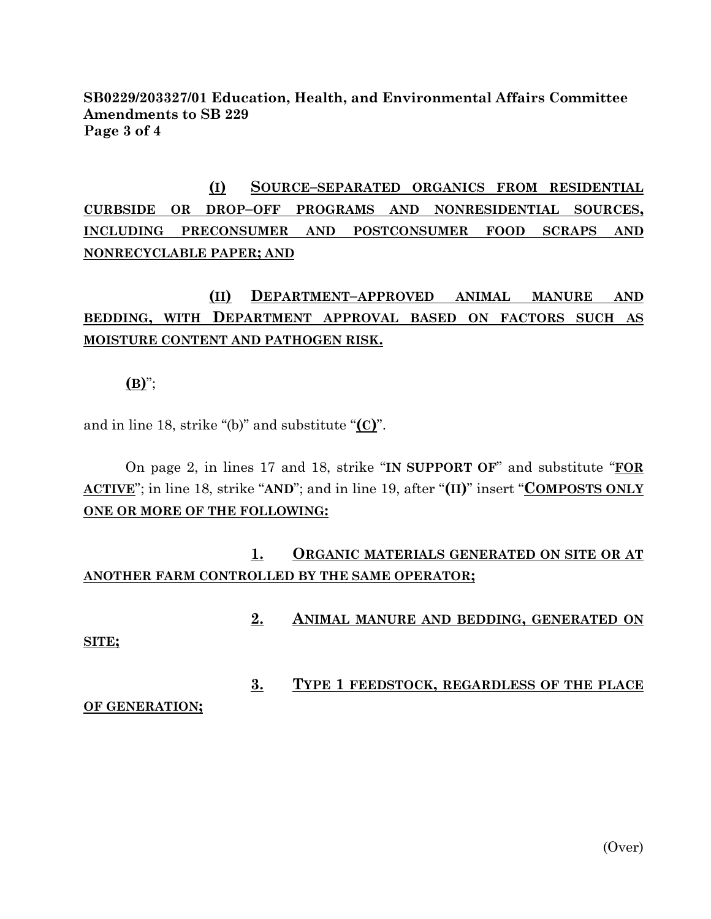(I) SOURCE–SEPARATED ORGANICS FROM RESIDENTIAL CURBSIDE OR DROP–OFF PROGRAMS AND NONRESIDENTIAL SOURCES, INCLUDING PRECONSUMER AND POSTCONSUMER FOOD SCRAPS AND NONRECYCLABLE PAPER; AND

(II) DEPARTMENT–APPROVED ANIMAL MANURE AND BEDDING, WITH DEPARTMENT APPROVAL BASED ON FACTORS SUCH AS MOISTURE CONTENT AND PATHOGEN RISK.

(B)";

and in line 18, strike "(b)" and substitute "**(C)**".

On page 2, in lines 17 and 18, strike "**IN SUPPORT OF**" and substitute "**FOR ACTIVE**"; in line 18, strike "**AND**"; and in line 19, after "**(II)**" insert "**COMPOSTS ONLY ONE OR MORE OF THE FOLLOWING:**

1. ORGANIC MATERIALS GENERATED ON SITE OR AT ANOTHER FARM CONTROLLED BY THE SAME OPERATOR;

2. ANIMAL MANURE AND BEDDING, GENERATED ON SITE;

3. TYPE 1 FEEDSTOCK, REGARDLESS OF THE PLACE OF GENERATION;

(Over)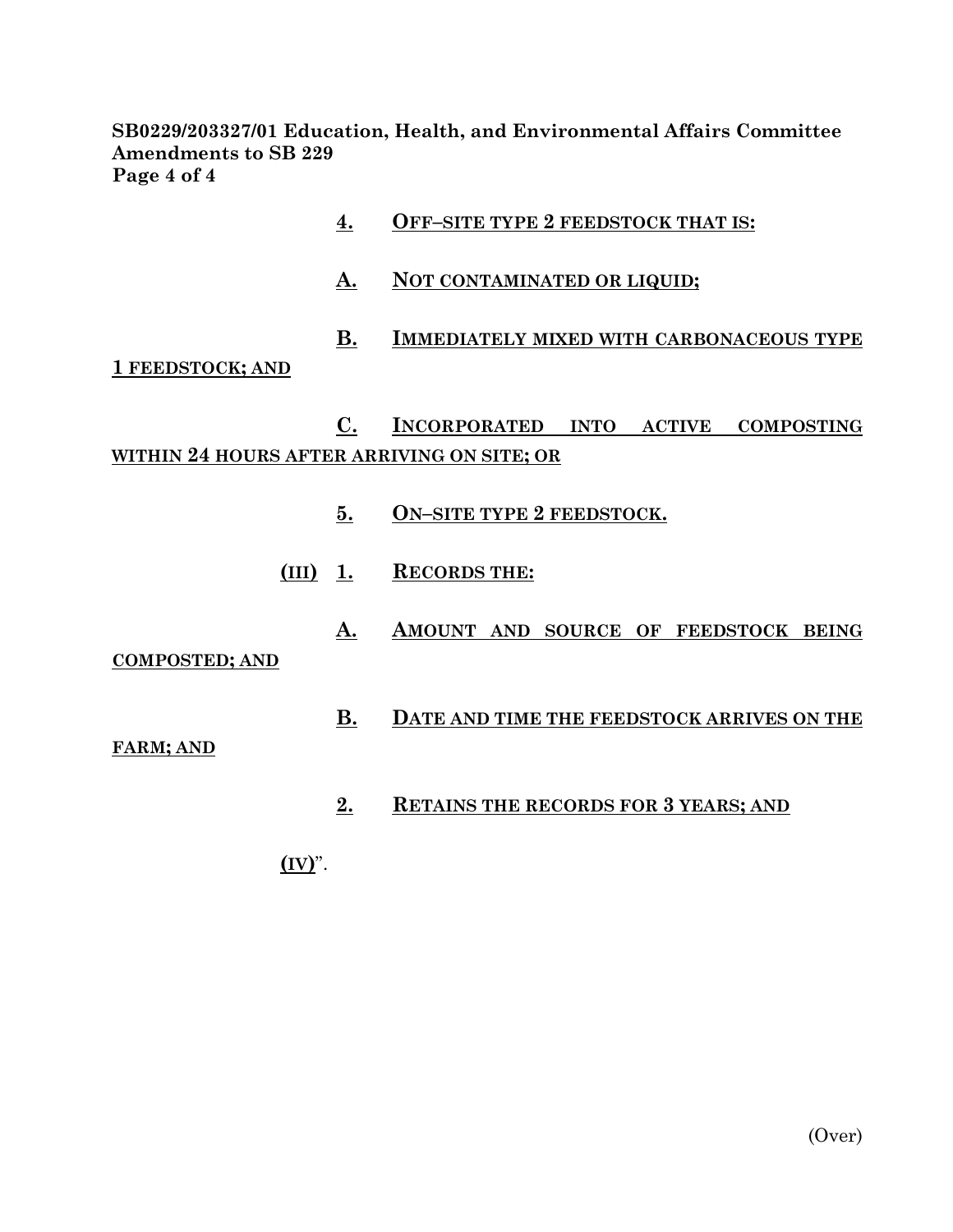**SB0229/203327/01 Education, Health, and Environmental Affairs Committee**
**Amendments to SB 229**

4. OFF–SITE TYPE 2 FEEDSTOCK THAT IS:

A. NOT CONTAMINATED OR LIQUID;

B. IMMEDIATELY MIXED WITH CARBONACEOUS TYPE 1 FEEDSTOCK; AND

C. INCORPORATED INTO ACTIVE COMPOSTING WITHIN 24 HOURS AFTER ARRIVING ON SITE; OR

5. ON–SITE TYPE 2 FEEDSTOCK.

(III) 1. RECORDS THE:

A. AMOUNT AND SOURCE OF FEEDSTOCK BEING COMPOSTED; AND

B. DATE AND TIME THE FEEDSTOCK ARRIVES ON THE FARM; AND

2. RETAINS THE RECORDS FOR 3 YEARS; AND

(IV)".

(Over)